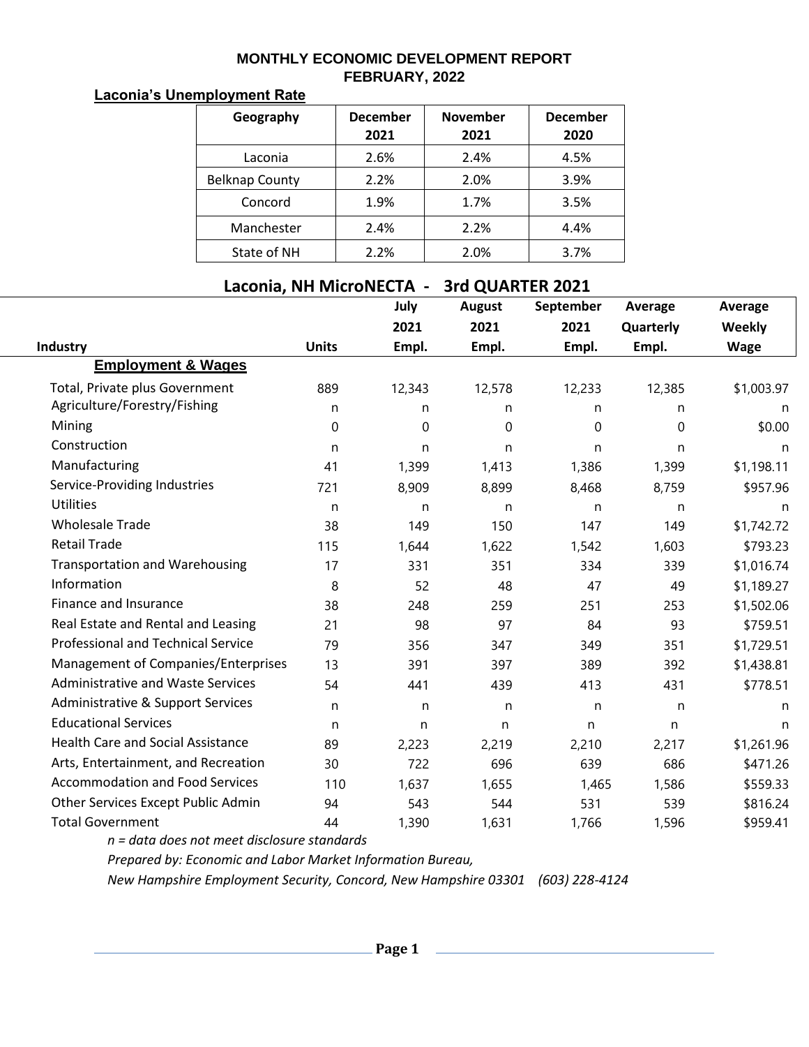# MONTHLY ECONOMIC DEVELOPMENT REPORT
## FEBRUARY, 2022

**Laconia's Unemployment Rate**

| Geography | December 2021 | November 2021 | December 2020 |
|---|---|---|---|
| Laconia | 2.6% | 2.4% | 4.5% |
| Belknap County | 2.2% | 2.0% | 3.9% |
| Concord | 1.9% | 1.7% | 3.5% |
| Manchester | 2.4% | 2.2% | 4.4% |
| State of NH | 2.2% | 2.0% | 3.7% |

## Laconia, NH MicroNECTA - 3rd QUARTER 2021

| Industry | Units | July 2021 Empl. | August 2021 Empl. | September 2021 Empl. | Average Quarterly Empl. | Average Weekly Wage |
|---|---|---|---|---|---|---|
| **Employment & Wages** | | | | | | |
| Total, Private plus Government | 889 | 12,343 | 12,578 | 12,233 | 12,385 | $1,003.97 |
| Agriculture/Forestry/Fishing | n | n | n | n | n | n |
| Mining | 0 | 0 | 0 | 0 | 0 | $0.00 |
| Construction | n | n | n | n | n | n |
| Manufacturing | 41 | 1,399 | 1,413 | 1,386 | 1,399 | $1,198.11 |
| Service-Providing Industries | 721 | 8,909 | 8,899 | 8,468 | 8,759 | $957.96 |
| Utilities | n | n | n | n | n | n |
| Wholesale Trade | 38 | 149 | 150 | 147 | 149 | $1,742.72 |
| Retail Trade | 115 | 1,644 | 1,622 | 1,542 | 1,603 | $793.23 |
| Transportation and Warehousing | 17 | 331 | 351 | 334 | 339 | $1,016.74 |
| Information | 8 | 52 | 48 | 47 | 49 | $1,189.27 |
| Finance and Insurance | 38 | 248 | 259 | 251 | 253 | $1,502.06 |
| Real Estate and Rental and Leasing | 21 | 98 | 97 | 84 | 93 | $759.51 |
| Professional and Technical Service | 79 | 356 | 347 | 349 | 351 | $1,729.51 |
| Management of Companies/Enterprises | 13 | 391 | 397 | 389 | 392 | $1,438.81 |
| Administrative and Waste Services | 54 | 441 | 439 | 413 | 431 | $778.51 |
| Administrative & Support Services | n | n | n | n | n | n |
| Educational Services | n | n | n | n | n | n |
| Health Care and Social Assistance | 89 | 2,223 | 2,219 | 2,210 | 2,217 | $1,261.96 |
| Arts, Entertainment, and Recreation | 30 | 722 | 696 | 639 | 686 | $471.26 |
| Accommodation and Food Services | 110 | 1,637 | 1,655 | 1,465 | 1,586 | $559.33 |
| Other Services Except Public Admin | 94 | 543 | 544 | 531 | 539 | $816.24 |
| Total Government | 44 | 1,390 | 1,631 | 1,766 | 1,596 | $959.41 |

*n = data does not meet disclosure standards*

*Prepared by: Economic and Labor Market Information Bureau,*

*New Hampshire Employment Security, Concord, New Hampshire 03301 (603) 228-4124*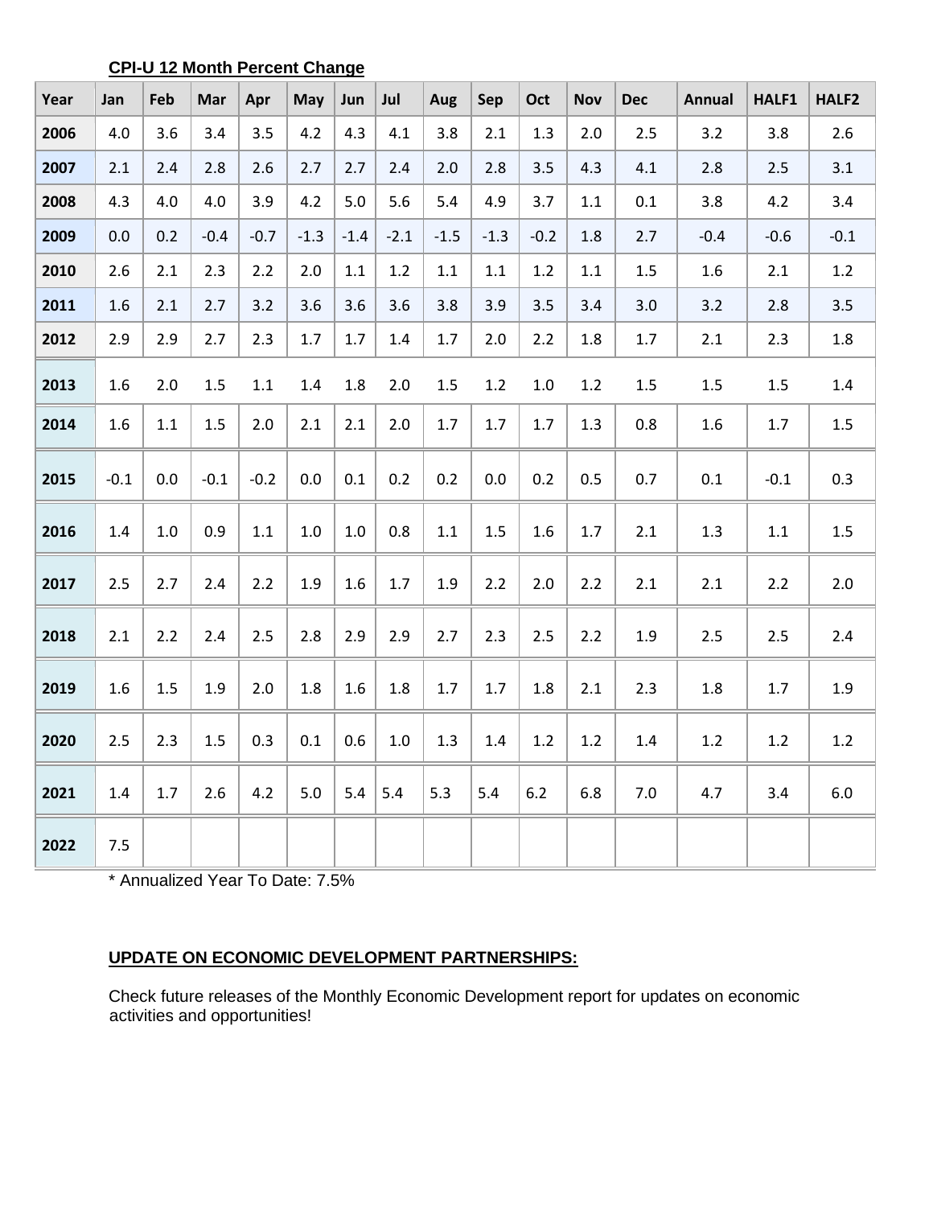**CPI-U 12 Month Percent Change**

| Year | Jan | Feb | Mar | Apr | May | Jun | Jul | Aug | Sep | Oct | Nov | Dec | Annual | HALF1 | HALF2 |
|---|---|---|---|---|---|---|---|---|---|---|---|---|---|---|---|
| 2006 | 4.0 | 3.6 | 3.4 | 3.5 | 4.2 | 4.3 | 4.1 | 3.8 | 2.1 | 1.3 | 2.0 | 2.5 | 3.2 | 3.8 | 2.6 |
| 2007 | 2.1 | 2.4 | 2.8 | 2.6 | 2.7 | 2.7 | 2.4 | 2.0 | 2.8 | 3.5 | 4.3 | 4.1 | 2.8 | 2.5 | 3.1 |
| 2008 | 4.3 | 4.0 | 4.0 | 3.9 | 4.2 | 5.0 | 5.6 | 5.4 | 4.9 | 3.7 | 1.1 | 0.1 | 3.8 | 4.2 | 3.4 |
| 2009 | 0.0 | 0.2 | -0.4 | -0.7 | -1.3 | -1.4 | -2.1 | -1.5 | -1.3 | -0.2 | 1.8 | 2.7 | -0.4 | -0.6 | -0.1 |
| 2010 | 2.6 | 2.1 | 2.3 | 2.2 | 2.0 | 1.1 | 1.2 | 1.1 | 1.1 | 1.2 | 1.1 | 1.5 | 1.6 | 2.1 | 1.2 |
| 2011 | 1.6 | 2.1 | 2.7 | 3.2 | 3.6 | 3.6 | 3.6 | 3.8 | 3.9 | 3.5 | 3.4 | 3.0 | 3.2 | 2.8 | 3.5 |
| 2012 | 2.9 | 2.9 | 2.7 | 2.3 | 1.7 | 1.7 | 1.4 | 1.7 | 2.0 | 2.2 | 1.8 | 1.7 | 2.1 | 2.3 | 1.8 |
| 2013 | 1.6 | 2.0 | 1.5 | 1.1 | 1.4 | 1.8 | 2.0 | 1.5 | 1.2 | 1.0 | 1.2 | 1.5 | 1.5 | 1.5 | 1.4 |
| 2014 | 1.6 | 1.1 | 1.5 | 2.0 | 2.1 | 2.1 | 2.0 | 1.7 | 1.7 | 1.7 | 1.3 | 0.8 | 1.6 | 1.7 | 1.5 |
| 2015 | -0.1 | 0.0 | -0.1 | -0.2 | 0.0 | 0.1 | 0.2 | 0.2 | 0.0 | 0.2 | 0.5 | 0.7 | 0.1 | -0.1 | 0.3 |
| 2016 | 1.4 | 1.0 | 0.9 | 1.1 | 1.0 | 1.0 | 0.8 | 1.1 | 1.5 | 1.6 | 1.7 | 2.1 | 1.3 | 1.1 | 1.5 |
| 2017 | 2.5 | 2.7 | 2.4 | 2.2 | 1.9 | 1.6 | 1.7 | 1.9 | 2.2 | 2.0 | 2.2 | 2.1 | 2.1 | 2.2 | 2.0 |
| 2018 | 2.1 | 2.2 | 2.4 | 2.5 | 2.8 | 2.9 | 2.9 | 2.7 | 2.3 | 2.5 | 2.2 | 1.9 | 2.5 | 2.5 | 2.4 |
| 2019 | 1.6 | 1.5 | 1.9 | 2.0 | 1.8 | 1.6 | 1.8 | 1.7 | 1.7 | 1.8 | 2.1 | 2.3 | 1.8 | 1.7 | 1.9 |
| 2020 | 2.5 | 2.3 | 1.5 | 0.3 | 0.1 | 0.6 | 1.0 | 1.3 | 1.4 | 1.2 | 1.2 | 1.4 | 1.2 | 1.2 | 1.2 |
| 2021 | 1.4 | 1.7 | 2.6 | 4.2 | 5.0 | 5.4 | 5.4 | 5.3 | 5.4 | 6.2 | 6.8 | 7.0 | 4.7 | 3.4 | 6.0 |
| 2022 | 7.5 | | | | | | | | | | | | | | |

* Annualized Year To Date: 7.5%

**UPDATE ON ECONOMIC DEVELOPMENT PARTNERSHIPS:**

Check future releases of the Monthly Economic Development report for updates on economic activities and opportunities!